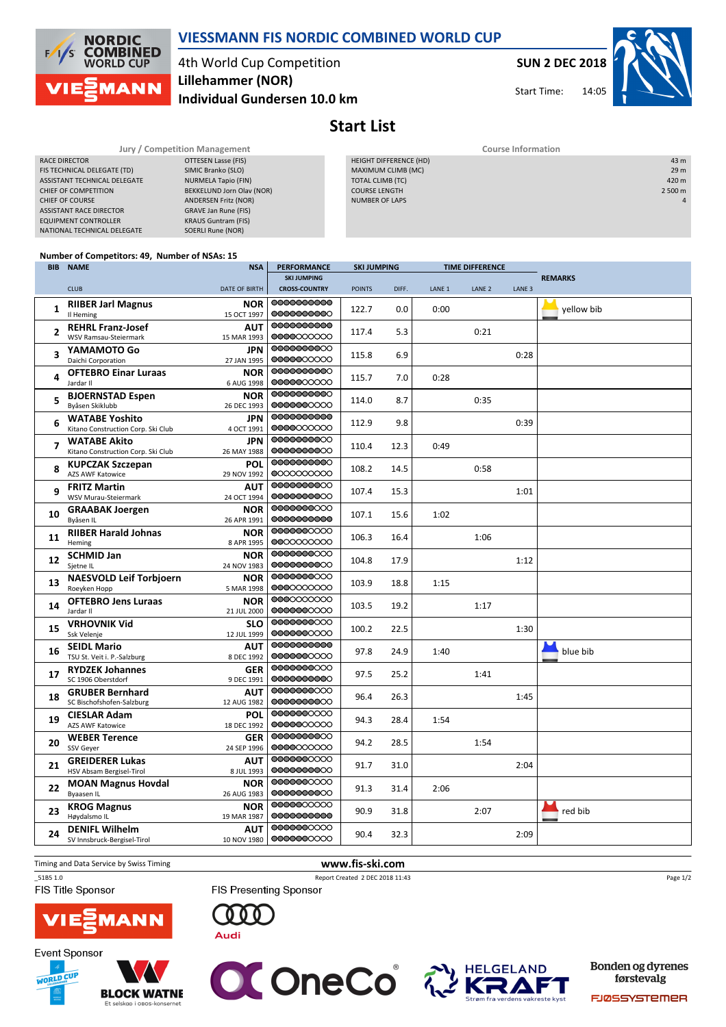# VIESSMANN FIS NORDIC COMBINED WORLD CUP

4th World Cup Competition
**Lillehammer (NOR)**
**Individual Gundersen 10.0 km**

**SUN 2 DEC 2018**
Start Time: 14:05

## Start List

| Jury / Competition Management | |
|---|---|
| RACE DIRECTOR | OTTESEN Lasse (FIS) |
| FIS TECHNICAL DELEGATE (TD) | SIMIC Branko (SLO) |
| ASSISTANT TECHNICAL DELEGATE | NURMELA Tapio (FIN) |
| CHIEF OF COMPETITION | BEKKELUND Jorn Olav (NOR) |
| CHIEF OF COURSE | ANDERSEN Fritz (NOR) |
| ASSISTANT RACE DIRECTOR | GRAVE Jan Rune (FIS) |
| EQUIPMENT CONTROLLER | KRAUS Guntram (FIS) |
| NATIONAL TECHNICAL DELEGATE | SOERLI Rune (NOR) |

| Course Information | |
|---|---|
| HEIGHT DIFFERENCE (HD) | 43 m |
| MAXIMUM CLIMB (MC) | 29 m |
| TOTAL CLIMB (TC) | 420 m |
| COURSE LENGTH | 2 500 m |
| NUMBER OF LAPS | 4 |

Number of Competitors: 49, Number of NSAs: 15

| BIB | NAME / CLUB | NSA / DATE OF BIRTH | SKI JUMPING POINTS | DIFF. | LANE 1 | LANE 2 | LANE 3 | REMARKS |
|---|---|---|---|---|---|---|---|---|
| 1 | RIIBER Jarl Magnus / Il Heming | NOR / 15 OCT 1997 | 122.7 | 0.0 | 0:00 | | | yellow bib |
| 2 | REHRL Franz-Josef / WSV Ramsau-Steiermark | AUT / 15 MAR 1993 | 117.4 | 5.3 | | 0:21 | | |
| 3 | YAMAMOTO Go / Daichi Corporation | JPN / 27 JAN 1995 | 115.8 | 6.9 | | | 0:28 | |
| 4 | OFTEBRO Einar Luraas / Jardar Il | NOR / 6 AUG 1998 | 115.7 | 7.0 | 0:28 | | | |
| 5 | BJOERNSTAD Espen / Byåsen Skiklubb | NOR / 26 DEC 1993 | 114.0 | 8.7 | | 0:35 | | |
| 6 | WATABE Yoshito / Kitano Construction Corp. Ski Club | JPN / 4 OCT 1991 | 112.9 | 9.8 | | | 0:39 | |
| 7 | WATABE Akito / Kitano Construction Corp. Ski Club | JPN / 26 MAY 1988 | 110.4 | 12.3 | 0:49 | | | |
| 8 | KUPCZAK Szczepan / AZS AWF Katowice | POL / 29 NOV 1992 | 108.2 | 14.5 | | 0:58 | | |
| 9 | FRITZ Martin / WSV Murau-Steiermark | AUT / 24 OCT 1994 | 107.4 | 15.3 | | | 1:01 | |
| 10 | GRAABAK Joergen / Byåsen IL | NOR / 26 APR 1991 | 107.1 | 15.6 | 1:02 | | | |
| 11 | RIIBER Harald Johnas / Heming | NOR / 8 APR 1995 | 106.3 | 16.4 | | 1:06 | | |
| 12 | SCHMID Jan / Sjetne IL | NOR / 24 NOV 1983 | 104.8 | 17.9 | | | 1:12 | |
| 13 | NAESVOLD Leif Torbjoern / Roeyken Hopp | NOR / 5 MAR 1998 | 103.9 | 18.8 | 1:15 | | | |
| 14 | OFTEBRO Jens Luraas / Jardar Il | NOR / 21 JUL 2000 | 103.5 | 19.2 | | 1:17 | | |
| 15 | VRHOVNIK Vid / Ssk Velenje | SLO / 12 JUL 1999 | 100.2 | 22.5 | | | 1:30 | |
| 16 | SEIDL Mario / TSU St. Veit i. P.-Salzburg | AUT / 8 DEC 1992 | 97.8 | 24.9 | 1:40 | | | blue bib |
| 17 | RYDZEK Johannes / SC 1906 Oberstdorf | GER / 9 DEC 1991 | 97.5 | 25.2 | | 1:41 | | |
| 18 | GRUBER Bernhard / SC Bischofshofen-Salzburg | AUT / 12 AUG 1982 | 96.4 | 26.3 | | | 1:45 | |
| 19 | CIESLAR Adam / AZS AWF Katowice | POL / 18 DEC 1992 | 94.3 | 28.4 | 1:54 | | | |
| 20 | WEBER Terence / SSV Geyer | GER / 24 SEP 1996 | 94.2 | 28.5 | | 1:54 | | |
| 21 | GREIDERER Lukas / HSV Absam Bergisel-Tirol | AUT / 8 JUL 1993 | 91.7 | 31.0 | | | 2:04 | |
| 22 | MOAN Magnus Hovdal / Byaasen IL | NOR / 26 AUG 1983 | 91.3 | 31.4 | 2:06 | | | |
| 23 | KROG Magnus / Høydalsmo IL | NOR / 19 MAR 1987 | 90.9 | 31.8 | | 2:07 | | red bib |
| 24 | DENIFL Wilhelm / SV Innsbruck-Bergisel-Tirol | AUT / 10 NOV 1980 | 90.4 | 32.3 | | | 2:09 | |

Timing and Data Service by Swiss Timing
www.fis-ski.com
_51B5 1.0
Report Created 2 DEC 2018 11:43

FIS Title Sponsor: VIESSMANN
FIS Presenting Sponsor: Audi
Event Sponsor: BLOCK WATNE, OneCo, HELGELAND KRAFT, Bonden og dyrenes førstevalg FJØSSYSTEMER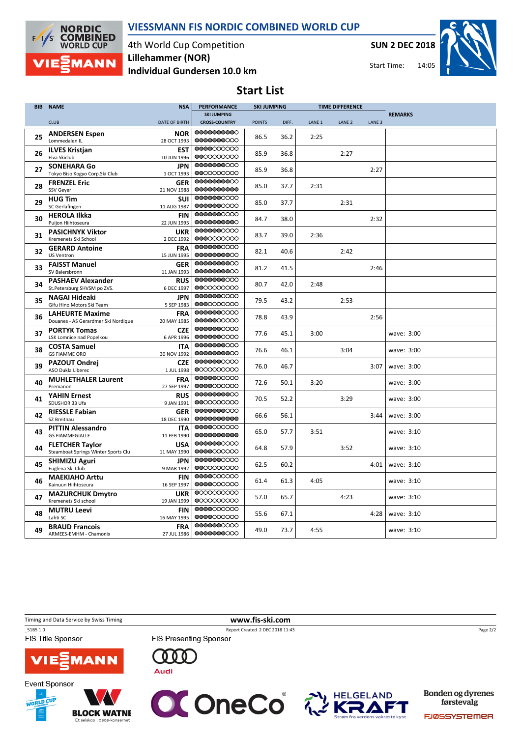# VIESSMANN FIS NORDIC COMBINED WORLD CUP

4th World Cup Competition
**Lillehammer (NOR)**
**Individual Gundersen 10.0 km**

**SUN 2 DEC 2018**
Start Time: 14:05

## Start List

| BIB | NAME / CLUB | NSA / DATE OF BIRTH | SKI JUMPING POINTS | DIFF. | LANE 1 | LANE 2 | LANE 3 | REMARKS |
|---|---|---|---|---|---|---|---|---|
| 25 | ANDERSEN Espen / Lommedalen IL | NOR / 28 OCT 1993 | 86.5 | 36.2 | 2:25 | | | |
| 26 | ILVES Kristjan / Elva Skiclub | EST / 10 JUN 1996 | 85.9 | 36.8 | | 2:27 | | |
| 27 | SONEHARA Go / Tokyo Biso Kogyo Corp.Ski Club | JPN / 1 OCT 1993 | 85.9 | 36.8 | | | 2:27 | |
| 28 | FRENZEL Eric / SSV Geyer | GER / 21 NOV 1988 | 85.0 | 37.7 | 2:31 | | | |
| 29 | HUG Tim / SC Gerlafingen | SUI / 11 AUG 1987 | 85.0 | 37.7 | | 2:31 | | |
| 30 | HEROLA Ilkka / Puijon Hiihtoseura | FIN / 22 JUN 1995 | 84.7 | 38.0 | | | 2:32 | |
| 31 | PASICHNYK Viktor / Kremenets Ski School | UKR / 2 DEC 1992 | 83.7 | 39.0 | 2:36 | | | |
| 32 | GERARD Antoine / US Ventron | FRA / 15 JUN 1995 | 82.1 | 40.6 | | 2:42 | | |
| 33 | FAISST Manuel / SV Baiersbronn | GER / 11 JAN 1993 | 81.2 | 41.5 | | | 2:46 | |
| 34 | PASHAEV Alexander / St.Petersburg SHVSM po ZVS. | RUS / 6 DEC 1997 | 80.7 | 42.0 | 2:48 | | | |
| 35 | NAGAI Hideaki / Gifu Hino Motors Ski Team | JPN / 5 SEP 1983 | 79.5 | 43.2 | | 2:53 | | |
| 36 | LAHEURTE Maxime / Douanes - AS Gerardmer Ski Nordique | FRA / 20 MAY 1985 | 78.8 | 43.9 | | | 2:56 | |
| 37 | PORTYK Tomas / LSK Lomnice nad Popelkou | CZE / 6 APR 1996 | 77.6 | 45.1 | 3:00 | | | wave: 3:00 |
| 38 | COSTA Samuel / GS FIAMME ORO | ITA / 30 NOV 1992 | 76.6 | 46.1 | | 3:04 | | wave: 3:00 |
| 39 | PAZOUT Ondrej / ASO Dukla Liberec | CZE / 1 JUL 1998 | 76.0 | 46.7 | | | 3:07 | wave: 3:00 |
| 40 | MUHLETHALER Laurent / Premanon | FRA / 27 SEP 1997 | 72.6 | 50.1 | 3:20 | | | wave: 3:00 |
| 41 | YAHIN Ernest / SDUSHOR 33 Ufa | RUS / 9 JAN 1991 | 70.5 | 52.2 | | 3:29 | | wave: 3:00 |
| 42 | RIESSLE Fabian / SZ Breitnau | GER / 18 DEC 1990 | 66.6 | 56.1 | | | 3:44 | wave: 3:00 |
| 43 | PITTIN Alessandro / GS FIAMMEGIALLE | ITA / 11 FEB 1990 | 65.0 | 57.7 | 3:51 | | | wave: 3:10 |
| 44 | FLETCHER Taylor / Steamboat Springs Winter Sports Clu | USA / 11 MAY 1990 | 64.8 | 57.9 | | 3:52 | | wave: 3:10 |
| 45 | SHIMIZU Aguri / Euglena Ski Club | JPN / 9 MAR 1992 | 62.5 | 60.2 | | | 4:01 | wave: 3:10 |
| 46 | MAEKIAHO Arttu / Kainuun Hiihtoseura | FIN / 16 SEP 1997 | 61.4 | 61.3 | 4:05 | | | wave: 3:10 |
| 47 | MAZURCHUK Dmytro / Kremenets Ski school | UKR / 19 JAN 1999 | 57.0 | 65.7 | | 4:23 | | wave: 3:10 |
| 48 | MUTRU Leevi / Lahti SC | FIN / 16 MAY 1995 | 55.6 | 67.1 | | | 4:28 | wave: 3:10 |
| 49 | BRAUD Francois / ARMEES-EMHM - Chamonix | FRA / 27 JUL 1986 | 49.0 | 73.7 | 4:55 | | | wave: 3:10 |

Timing and Data Service by Swiss Timing
www.fis-ski.com
_51B5 1.0
Report Created 2 DEC 2018 11:43

FIS Title Sponsor: VIESSMANN
FIS Presenting Sponsor: Audi
Event Sponsor: World Cup Lillehammer, BLOCK WATNE (Et selskap i OBOS-konsernet), OneCo, HELGELAND KRAFT (Strøm fra verdens vakreste kyst), Bonden og dyrenes førstevalg FJØSSYSTEMER